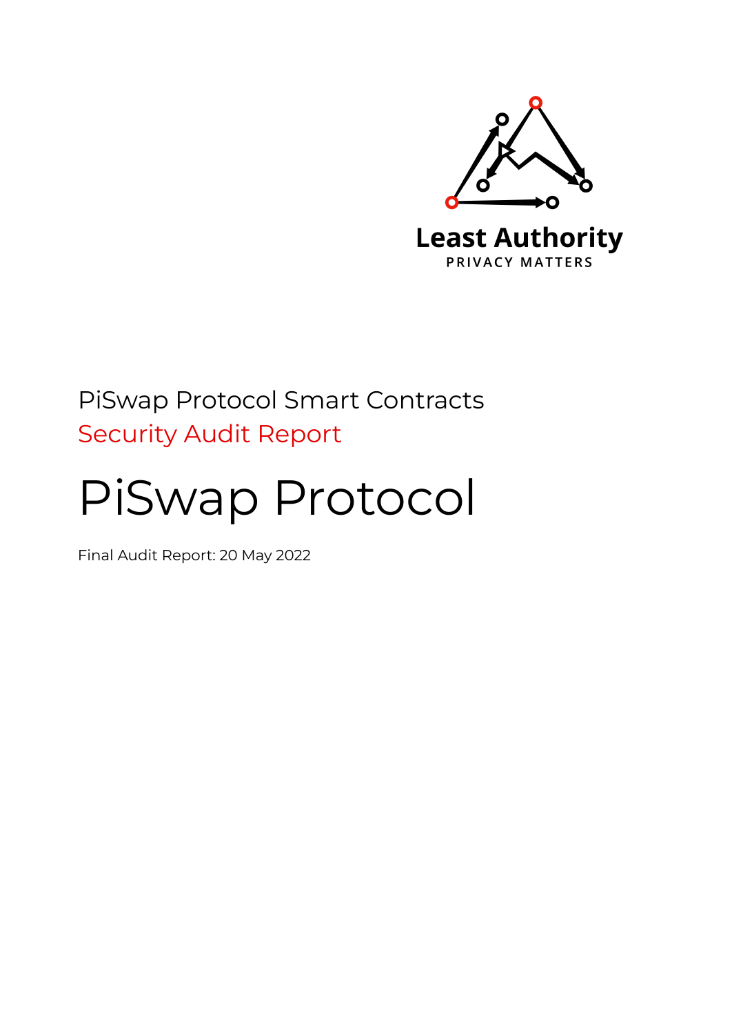Least Authority

PRIVACY MATTERS

PiSwap Protocol Smart Contracts

Security Audit Report

# PiSwap Protocol

Final Audit Report: 20 May 2022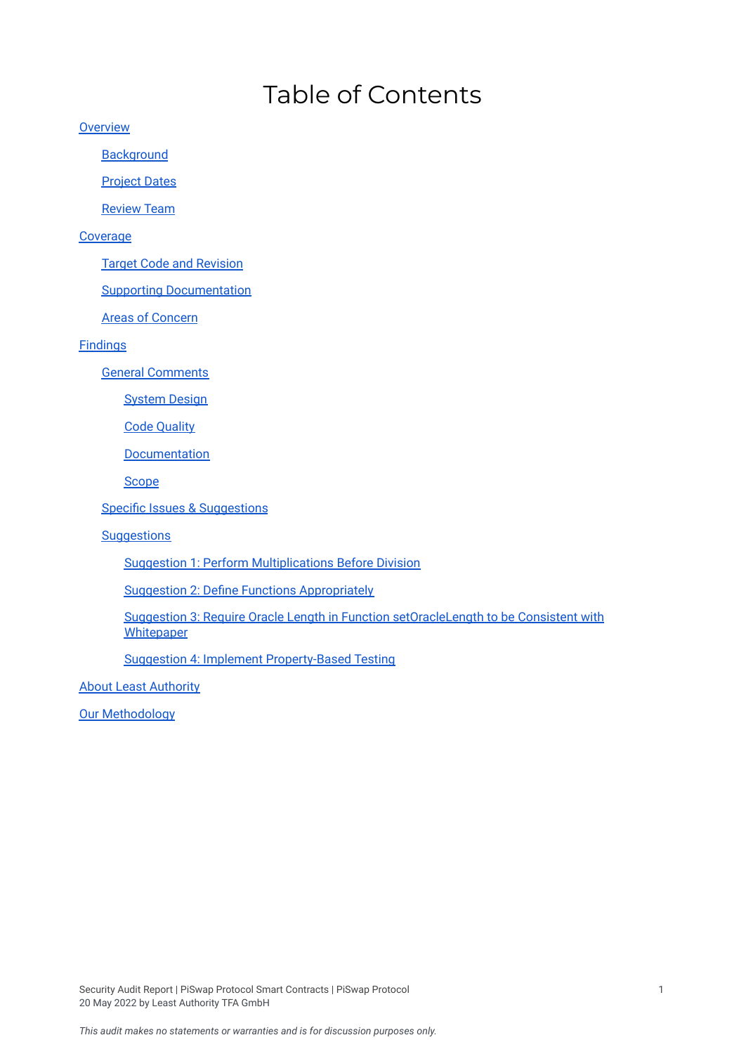# Table of Contents

- Overview
  - Background
  - Project Dates
  - Review Team
- Coverage
  - Target Code and Revision
  - Supporting Documentation
  - Areas of Concern
- Findings
  - General Comments
    - System Design
    - Code Quality
    - Documentation
    - Scope
  - Specific Issues & Suggestions
  - Suggestions
    - Suggestion 1: Perform Multiplications Before Division
    - Suggestion 2: Define Functions Appropriately
    - Suggestion 3: Require Oracle Length in Function setOracleLength to be Consistent with Whitepaper
    - Suggestion 4: Implement Property-Based Testing
- About Least Authority
- Our Methodology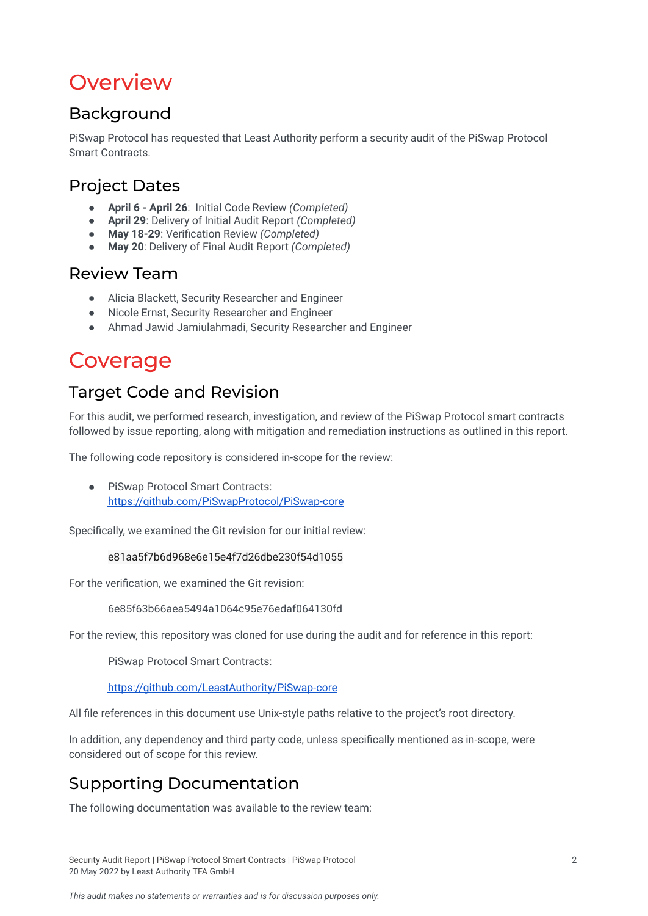# Overview

## Background

PiSwap Protocol has requested that Least Authority perform a security audit of the PiSwap Protocol Smart Contracts.

## Project Dates

- **April 6 - April 26**: Initial Code Review *(Completed)*
- **April 29**: Delivery of Initial Audit Report *(Completed)*
- **May 18-29**: Verification Review *(Completed)*
- **May 20**: Delivery of Final Audit Report *(Completed)*

## Review Team

- Alicia Blackett, Security Researcher and Engineer
- Nicole Ernst, Security Researcher and Engineer
- Ahmad Jawid Jamiulahmadi, Security Researcher and Engineer

# Coverage

## Target Code and Revision

For this audit, we performed research, investigation, and review of the PiSwap Protocol smart contracts followed by issue reporting, along with mitigation and remediation instructions as outlined in this report.

The following code repository is considered in-scope for the review:

- PiSwap Protocol Smart Contracts: [https://github.com/PiSwapProtocol/PiSwap-core](https://github.com/PiSwapProtocol/PiSwap-core)

Specifically, we examined the Git revision for our initial review:

e81aa5f7b6d968e6e15e4f7d26dbe230f54d1055

For the verification, we examined the Git revision:

6e85f63b66aea5494a1064c95e76edaf064130fd

For the review, this repository was cloned for use during the audit and for reference in this report:

PiSwap Protocol Smart Contracts:

[https://github.com/LeastAuthority/PiSwap-core](https://github.com/LeastAuthority/PiSwap-core)

All file references in this document use Unix-style paths relative to the project's root directory.

In addition, any dependency and third party code, unless specifically mentioned as in-scope, were considered out of scope for this review.

## Supporting Documentation

The following documentation was available to the review team: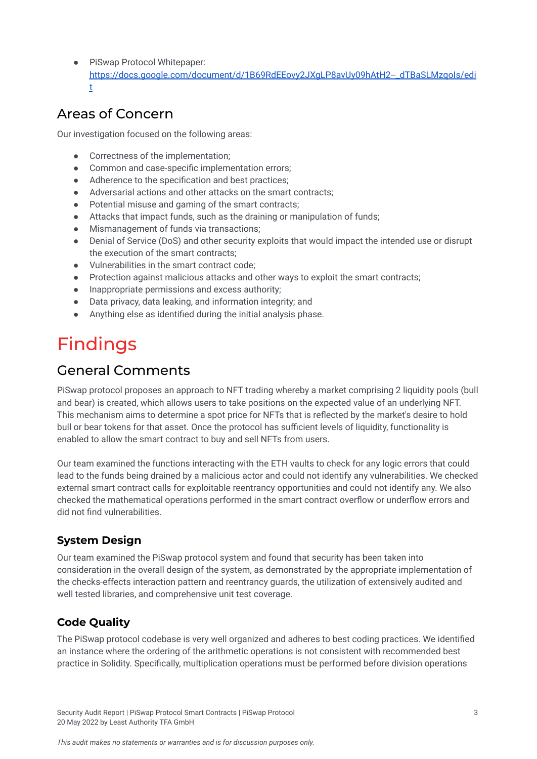- PiSwap Protocol Whitepaper: https://docs.google.com/document/d/1B69RdEEovy2JXgLP8avUy09hAtH2--_dTBaSLMzqoIs/edit

## Areas of Concern

Our investigation focused on the following areas:

- Correctness of the implementation;
- Common and case-specific implementation errors;
- Adherence to the specification and best practices;
- Adversarial actions and other attacks on the smart contracts;
- Potential misuse and gaming of the smart contracts;
- Attacks that impact funds, such as the draining or manipulation of funds;
- Mismanagement of funds via transactions;
- Denial of Service (DoS) and other security exploits that would impact the intended use or disrupt the execution of the smart contracts;
- Vulnerabilities in the smart contract code;
- Protection against malicious attacks and other ways to exploit the smart contracts;
- Inappropriate permissions and excess authority;
- Data privacy, data leaking, and information integrity; and
- Anything else as identified during the initial analysis phase.

# Findings

## General Comments

PiSwap protocol proposes an approach to NFT trading whereby a market comprising 2 liquidity pools (bull and bear) is created, which allows users to take positions on the expected value of an underlying NFT. This mechanism aims to determine a spot price for NFTs that is reflected by the market's desire to hold bull or bear tokens for that asset. Once the protocol has sufficient levels of liquidity, functionality is enabled to allow the smart contract to buy and sell NFTs from users.

Our team examined the functions interacting with the ETH vaults to check for any logic errors that could lead to the funds being drained by a malicious actor and could not identify any vulnerabilities. We checked external smart contract calls for exploitable reentrancy opportunities and could not identify any. We also checked the mathematical operations performed in the smart contract overflow or underflow errors and did not find vulnerabilities.

### System Design

Our team examined the PiSwap protocol system and found that security has been taken into consideration in the overall design of the system, as demonstrated by the appropriate implementation of the checks-effects interaction pattern and reentrancy guards, the utilization of extensively audited and well tested libraries, and comprehensive unit test coverage.

### Code Quality

The PiSwap protocol codebase is very well organized and adheres to best coding practices. We identified an instance where the ordering of the arithmetic operations is not consistent with recommended best practice in Solidity. Specifically, multiplication operations must be performed before division operations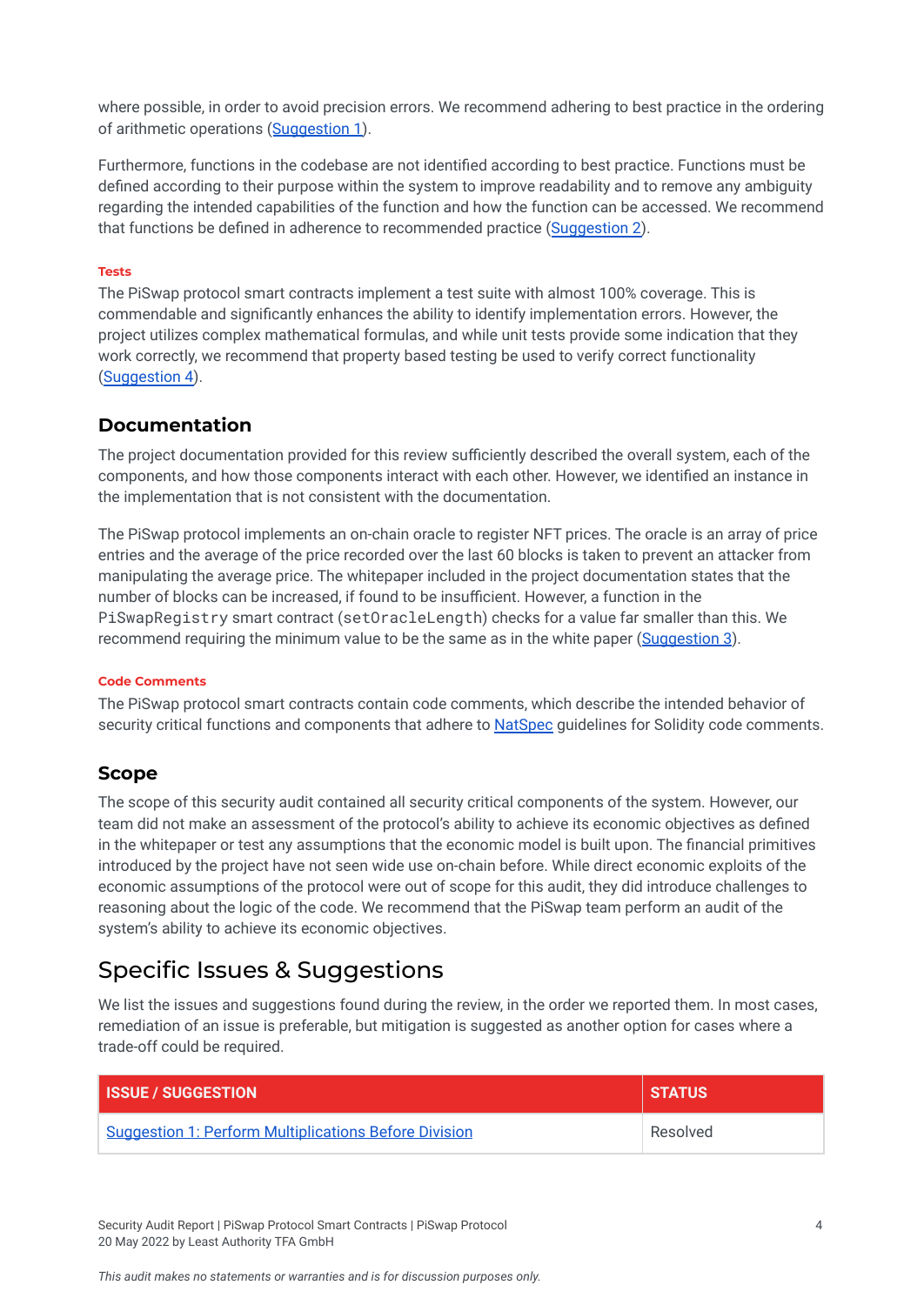where possible, in order to avoid precision errors. We recommend adhering to best practice in the ordering of arithmetic operations (Suggestion 1).

Furthermore, functions in the codebase are not identified according to best practice. Functions must be defined according to their purpose within the system to improve readability and to remove any ambiguity regarding the intended capabilities of the function and how the function can be accessed. We recommend that functions be defined in adherence to recommended practice (Suggestion 2).

#### Tests

The PiSwap protocol smart contracts implement a test suite with almost 100% coverage. This is commendable and significantly enhances the ability to identify implementation errors. However, the project utilizes complex mathematical formulas, and while unit tests provide some indication that they work correctly, we recommend that property based testing be used to verify correct functionality (Suggestion 4).

### Documentation

The project documentation provided for this review sufficiently described the overall system, each of the components, and how those components interact with each other. However, we identified an instance in the implementation that is not consistent with the documentation.

The PiSwap protocol implements an on-chain oracle to register NFT prices. The oracle is an array of price entries and the average of the price recorded over the last 60 blocks is taken to prevent an attacker from manipulating the average price. The whitepaper included in the project documentation states that the number of blocks can be increased, if found to be insufficient. However, a function in the `PiSwapRegistry` smart contract (`setOracleLength`) checks for a value far smaller than this. We recommend requiring the minimum value to be the same as in the white paper (Suggestion 3).

#### Code Comments

The PiSwap protocol smart contracts contain code comments, which describe the intended behavior of security critical functions and components that adhere to NatSpec guidelines for Solidity code comments.

### Scope

The scope of this security audit contained all security critical components of the system. However, our team did not make an assessment of the protocol's ability to achieve its economic objectives as defined in the whitepaper or test any assumptions that the economic model is built upon. The financial primitives introduced by the project have not seen wide use on-chain before. While direct economic exploits of the economic assumptions of the protocol were out of scope for this audit, they did introduce challenges to reasoning about the logic of the code. We recommend that the PiSwap team perform an audit of the system's ability to achieve its economic objectives.

## Specific Issues & Suggestions

We list the issues and suggestions found during the review, in the order we reported them. In most cases, remediation of an issue is preferable, but mitigation is suggested as another option for cases where a trade-off could be required.

| ISSUE / SUGGESTION | STATUS |
|---|---|
| Suggestion 1: Perform Multiplications Before Division | Resolved |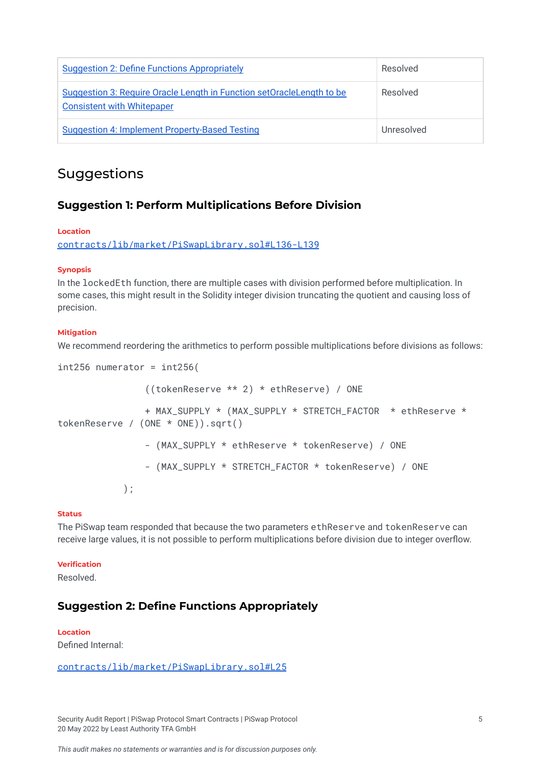| | |
|---|---|
| Suggestion 2: Define Functions Appropriately | Resolved |
| Suggestion 3: Require Oracle Length in Function setOracleLength to be Consistent with Whitepaper | Resolved |
| Suggestion 4: Implement Property-Based Testing | Unresolved |

# Suggestions

## Suggestion 1: Perform Multiplications Before Division

**Location**

contracts/lib/market/PiSwapLibrary.sol#L136-L139

**Synopsis**

In the `lockedEth` function, there are multiple cases with division performed before multiplication. In some cases, this might result in the Solidity integer division truncating the quotient and causing loss of precision.

**Mitigation**

We recommend reordering the arithmetics to perform possible multiplications before divisions as follows:

```
int256 numerator = int256(
                ((tokenReserve ** 2) * ethReserve) / ONE
                + MAX_SUPPLY * (MAX_SUPPLY * STRETCH_FACTOR  * ethReserve * tokenReserve / (ONE * ONE)).sqrt()
                - (MAX_SUPPLY * ethReserve * tokenReserve) / ONE
                - (MAX_SUPPLY * STRETCH_FACTOR * tokenReserve) / ONE
            );
```

**Status**

The PiSwap team responded that because the two parameters `ethReserve` and `tokenReserve` can receive large values, it is not possible to perform multiplications before division due to integer overflow.

**Verification**

Resolved.

## Suggestion 2: Define Functions Appropriately

**Location**

Defined Internal:

contracts/lib/market/PiSwapLibrary.sol#L25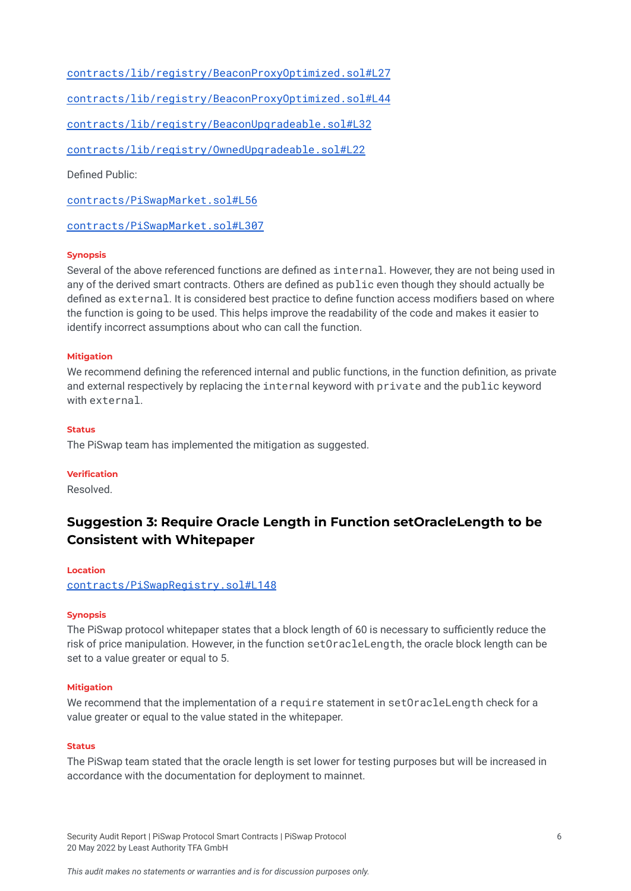[contracts/lib/registry/BeaconProxyOptimized.sol#L27](contracts/lib/registry/BeaconProxyOptimized.sol#L27)

[contracts/lib/registry/BeaconProxyOptimized.sol#L44](contracts/lib/registry/BeaconProxyOptimized.sol#L44)

[contracts/lib/registry/BeaconUpgradeable.sol#L32](contracts/lib/registry/BeaconUpgradeable.sol#L32)

[contracts/lib/registry/OwnedUpgradeable.sol#L22](contracts/lib/registry/OwnedUpgradeable.sol#L22)

Defined Public:

[contracts/PiSwapMarket.sol#L56](contracts/PiSwapMarket.sol#L56)

[contracts/PiSwapMarket.sol#L307](contracts/PiSwapMarket.sol#L307)

#### Synopsis

Several of the above referenced functions are defined as `internal`. However, they are not being used in any of the derived smart contracts. Others are defined as `public` even though they should actually be defined as `external`. It is considered best practice to define function access modifiers based on where the function is going to be used. This helps improve the readability of the code and makes it easier to identify incorrect assumptions about who can call the function.

#### Mitigation

We recommend defining the referenced internal and public functions, in the function definition, as private and external respectively by replacing the `internal` keyword with `private` and the `public` keyword with `external`.

#### Status

The PiSwap team has implemented the mitigation as suggested.

#### Verification

Resolved.

## Suggestion 3: Require Oracle Length in Function setOracleLength to be Consistent with Whitepaper

#### Location

[contracts/PiSwapRegistry.sol#L148](contracts/PiSwapRegistry.sol#L148)

#### Synopsis

The PiSwap protocol whitepaper states that a block length of 60 is necessary to sufficiently reduce the risk of price manipulation. However, in the function `setOracleLength`, the oracle block length can be set to a value greater or equal to 5.

#### Mitigation

We recommend that the implementation of a `require` statement in `setOracleLength` check for a value greater or equal to the value stated in the whitepaper.

#### Status

The PiSwap team stated that the oracle length is set lower for testing purposes but will be increased in accordance with the documentation for deployment to mainnet.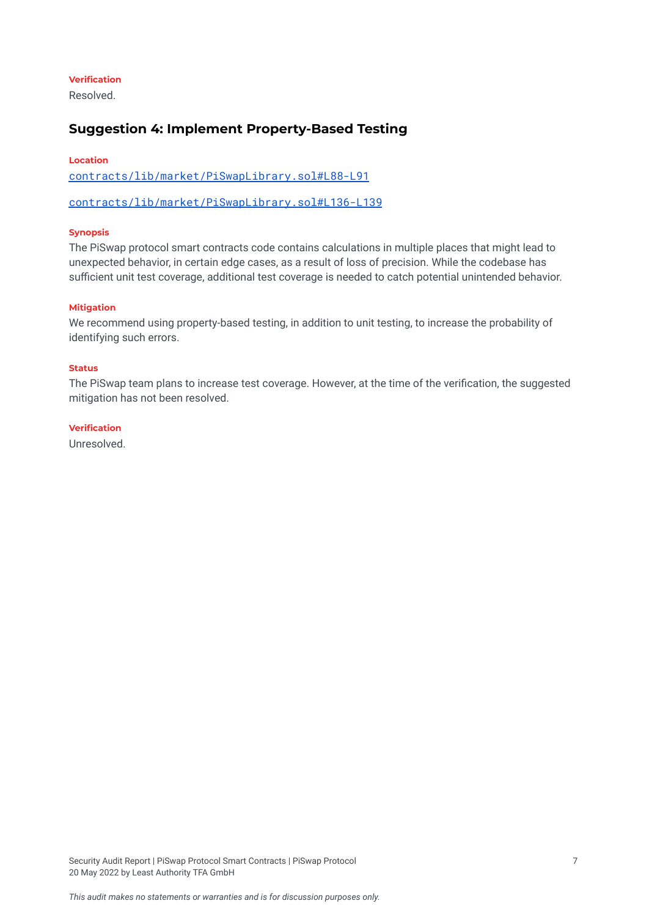#### Verification

Resolved.

### Suggestion 4: Implement Property-Based Testing

#### Location

[contracts/lib/market/PiSwapLibrary.sol#L88-L91]

[contracts/lib/market/PiSwapLibrary.sol#L136-L139]

#### Synopsis

The PiSwap protocol smart contracts code contains calculations in multiple places that might lead to unexpected behavior, in certain edge cases, as a result of loss of precision. While the codebase has sufficient unit test coverage, additional test coverage is needed to catch potential unintended behavior.

#### Mitigation

We recommend using property-based testing, in addition to unit testing, to increase the probability of identifying such errors.

#### Status

The PiSwap team plans to increase test coverage. However, at the time of the verification, the suggested mitigation has not been resolved.

#### Verification

Unresolved.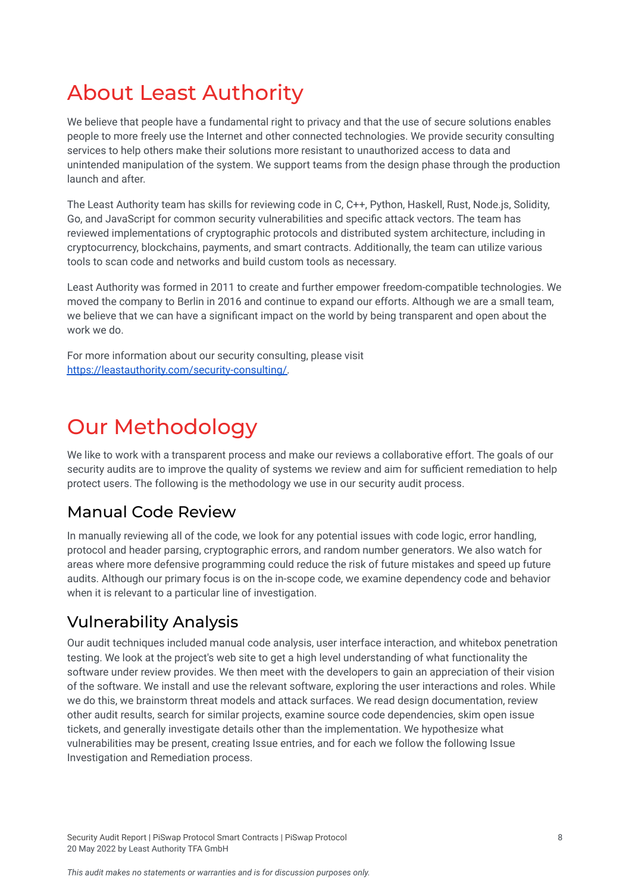# About Least Authority

We believe that people have a fundamental right to privacy and that the use of secure solutions enables people to more freely use the Internet and other connected technologies. We provide security consulting services to help others make their solutions more resistant to unauthorized access to data and unintended manipulation of the system. We support teams from the design phase through the production launch and after.

The Least Authority team has skills for reviewing code in C, C++, Python, Haskell, Rust, Node.js, Solidity, Go, and JavaScript for common security vulnerabilities and specific attack vectors. The team has reviewed implementations of cryptographic protocols and distributed system architecture, including in cryptocurrency, blockchains, payments, and smart contracts. Additionally, the team can utilize various tools to scan code and networks and build custom tools as necessary.

Least Authority was formed in 2011 to create and further empower freedom-compatible technologies. We moved the company to Berlin in 2016 and continue to expand our efforts. Although we are a small team, we believe that we can have a significant impact on the world by being transparent and open about the work we do.

For more information about our security consulting, please visit [https://leastauthority.com/security-consulting/](https://leastauthority.com/security-consulting/).

# Our Methodology

We like to work with a transparent process and make our reviews a collaborative effort. The goals of our security audits are to improve the quality of systems we review and aim for sufficient remediation to help protect users. The following is the methodology we use in our security audit process.

## Manual Code Review

In manually reviewing all of the code, we look for any potential issues with code logic, error handling, protocol and header parsing, cryptographic errors, and random number generators. We also watch for areas where more defensive programming could reduce the risk of future mistakes and speed up future audits. Although our primary focus is on the in-scope code, we examine dependency code and behavior when it is relevant to a particular line of investigation.

## Vulnerability Analysis

Our audit techniques included manual code analysis, user interface interaction, and whitebox penetration testing. We look at the project's web site to get a high level understanding of what functionality the software under review provides. We then meet with the developers to gain an appreciation of their vision of the software. We install and use the relevant software, exploring the user interactions and roles. While we do this, we brainstorm threat models and attack surfaces. We read design documentation, review other audit results, search for similar projects, examine source code dependencies, skim open issue tickets, and generally investigate details other than the implementation. We hypothesize what vulnerabilities may be present, creating Issue entries, and for each we follow the following Issue Investigation and Remediation process.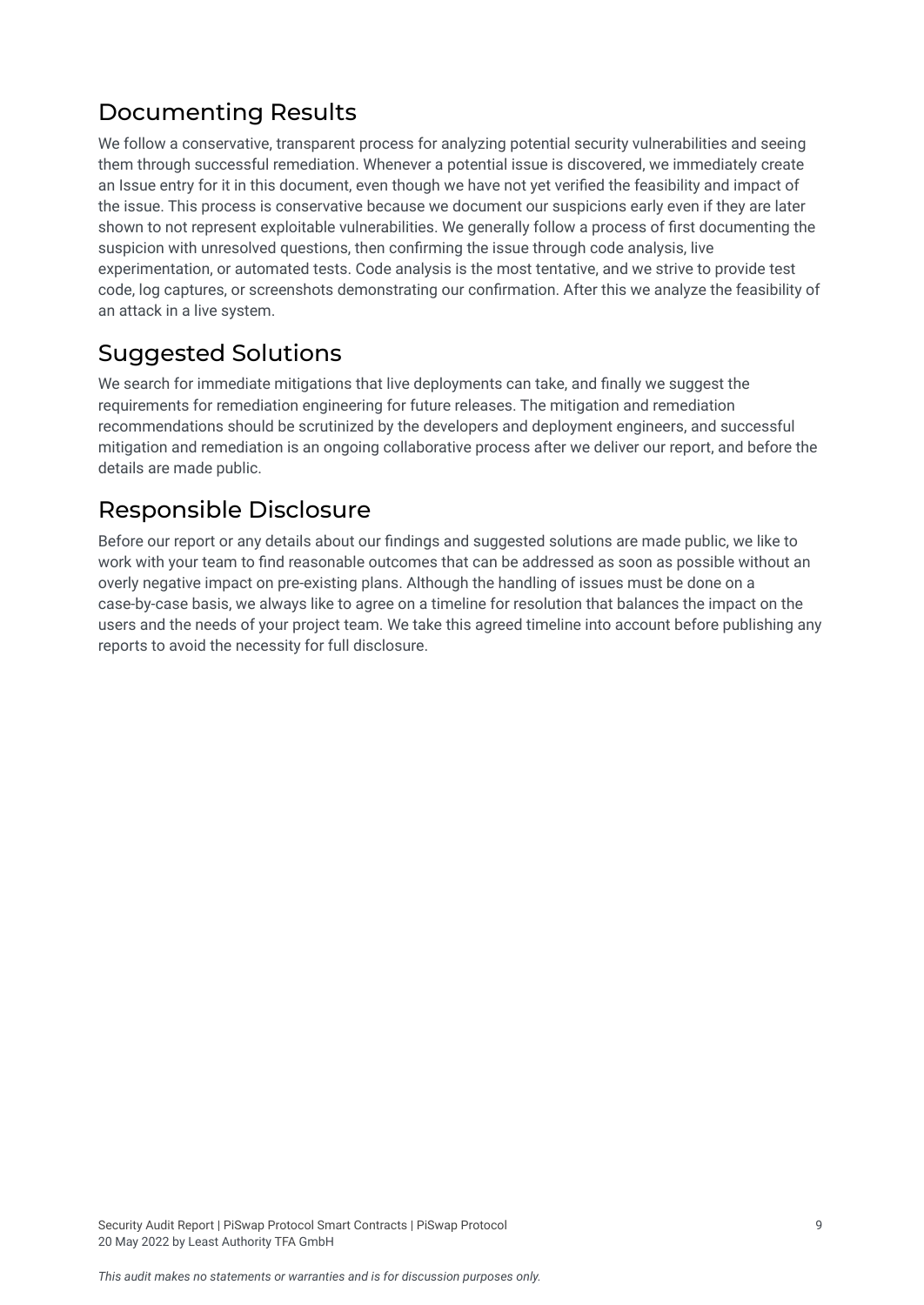## Documenting Results

We follow a conservative, transparent process for analyzing potential security vulnerabilities and seeing them through successful remediation. Whenever a potential issue is discovered, we immediately create an Issue entry for it in this document, even though we have not yet verified the feasibility and impact of the issue. This process is conservative because we document our suspicions early even if they are later shown to not represent exploitable vulnerabilities. We generally follow a process of first documenting the suspicion with unresolved questions, then confirming the issue through code analysis, live experimentation, or automated tests. Code analysis is the most tentative, and we strive to provide test code, log captures, or screenshots demonstrating our confirmation. After this we analyze the feasibility of an attack in a live system.

## Suggested Solutions

We search for immediate mitigations that live deployments can take, and finally we suggest the requirements for remediation engineering for future releases. The mitigation and remediation recommendations should be scrutinized by the developers and deployment engineers, and successful mitigation and remediation is an ongoing collaborative process after we deliver our report, and before the details are made public.

## Responsible Disclosure

Before our report or any details about our findings and suggested solutions are made public, we like to work with your team to find reasonable outcomes that can be addressed as soon as possible without an overly negative impact on pre-existing plans. Although the handling of issues must be done on a case-by-case basis, we always like to agree on a timeline for resolution that balances the impact on the users and the needs of your project team. We take this agreed timeline into account before publishing any reports to avoid the necessity for full disclosure.